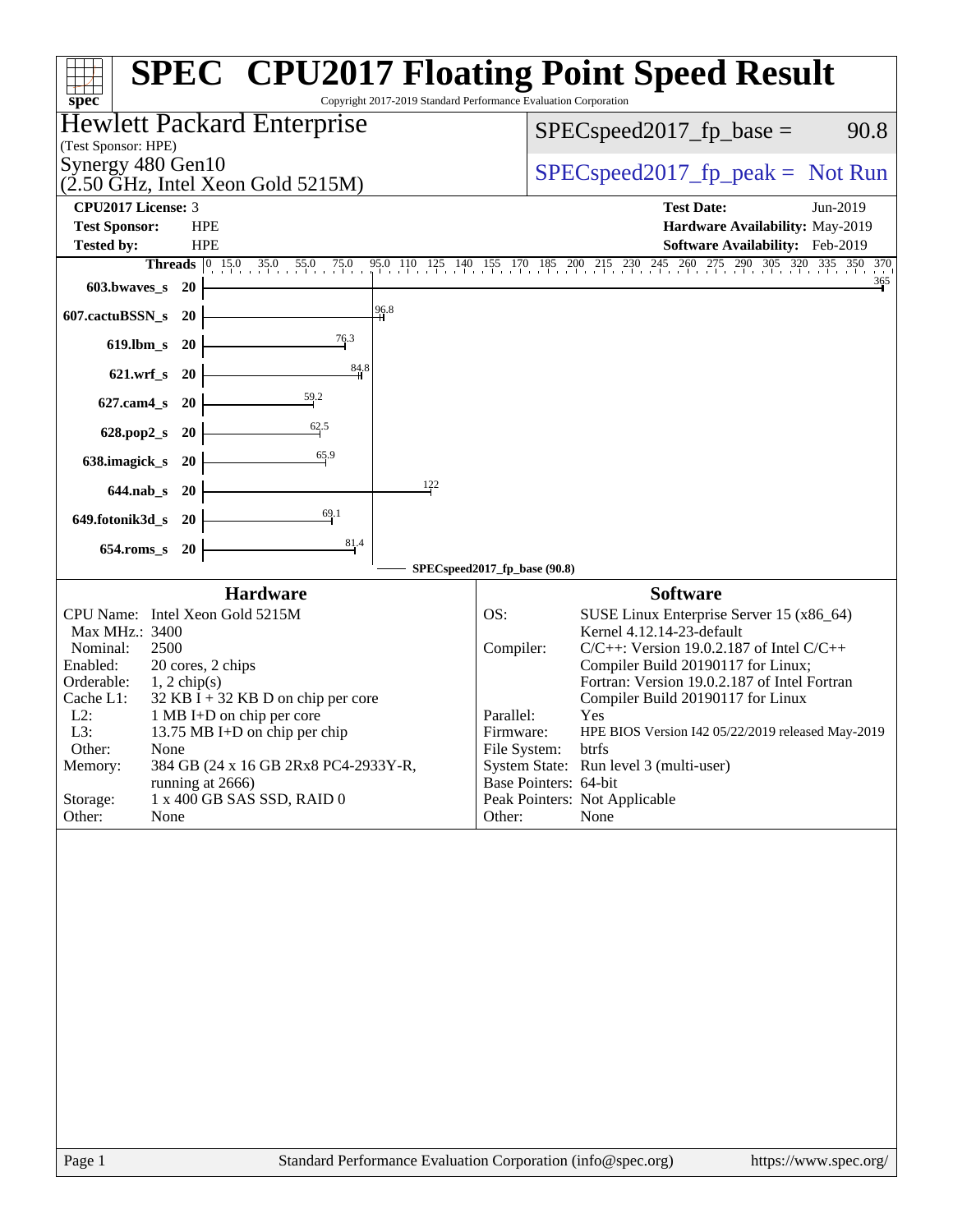# SPEC CPU2017 Floating Point Speed Result

Copyright 2017-2019 Standard Performance Evaluation Corporation

## Hewlett Packard Enterprise

(Test Sponsor: HPE)

Synergy 480 Gen10
(2.50 GHz, Intel Xeon Gold 5215M)

SPECspeed2017_fp_base = 90.8

SPECspeed2017_fp_peak = Not Run

**CPU2017 License:** 3
**Test Sponsor:** HPE
**Tested by:** HPE

**Test Date:** Jun-2019
**Hardware Availability:** May-2019
**Software Availability:** Feb-2019

Threads | 0 15.0 35.0 55.0 75.0 95.0 110 125 140 155 170 185 200 215 230 245 260 275 290 305 320 335 350 370

603.bwaves_s 20 — 365
607.cactuBSSN_s 20 — 96.8
619.lbm_s 20 — 76.3
621.wrf_s 20 — 84.8
627.cam4_s 20 — 59.2
628.pop2_s 20 — 62.5
638.imagick_s 20 — 65.9
644.nab_s 20 — 122
649.fotonik3d_s 20 — 69.1
654.roms_s 20 — 81.4

SPECspeed2017_fp_base (90.8)

## Hardware

| | |
|---|---|
| CPU Name: | Intel Xeon Gold 5215M |
| Max MHz.: | 3400 |
| Nominal: | 2500 |
| Enabled: | 20 cores, 2 chips |
| Orderable: | 1, 2 chip(s) |
| Cache L1: | 32 KB I + 32 KB D on chip per core |
| L2: | 1 MB I+D on chip per core |
| L3: | 13.75 MB I+D on chip per chip |
| Other: | None |
| Memory: | 384 GB (24 x 16 GB 2Rx8 PC4-2933Y-R, running at 2666) |
| Storage: | 1 x 400 GB SAS SSD, RAID 0 |
| Other: | None |

## Software

| | |
|---|---|
| OS: | SUSE Linux Enterprise Server 15 (x86_64) Kernel 4.12.14-23-default |
| Compiler: | C/C++: Version 19.0.2.187 of Intel C/C++ Compiler Build 20190117 for Linux; Fortran: Version 19.0.2.187 of Intel Fortran Compiler Build 20190117 for Linux |
| Parallel: | Yes |
| Firmware: | HPE BIOS Version I42 05/22/2019 released May-2019 |
| File System: | btrfs |
| System State: | Run level 3 (multi-user) |
| Base Pointers: | 64-bit |
| Peak Pointers: | Not Applicable |
| Other: | None |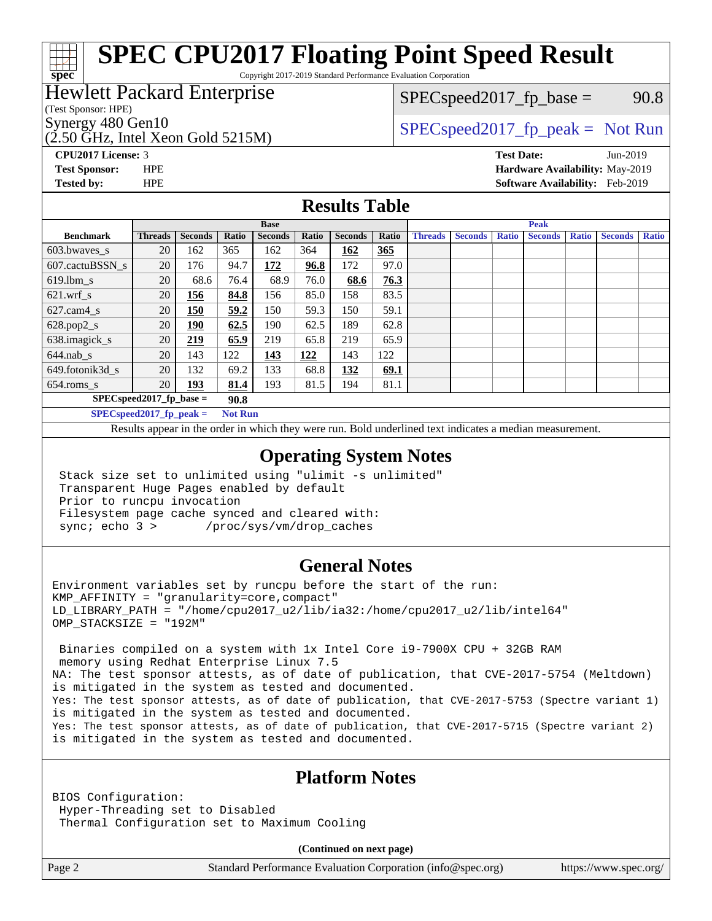# SPEC CPU2017 Floating Point Speed Result

Copyright 2017-2019 Standard Performance Evaluation Corporation

**Hewlett Packard Enterprise**
(Test Sponsor: HPE)
Synergy 480 Gen10
(2.50 GHz, Intel Xeon Gold 5215M)

SPECspeed2017_fp_base = 90.8

SPECspeed2017_fp_peak = Not Run

**CPU2017 License:** 3
**Test Sponsor:** HPE
**Tested by:** HPE

**Test Date:** Jun-2019
**Hardware Availability:** May-2019
**Software Availability:** Feb-2019

## Results Table

| | Base | | | | | | | Peak | | | | | | |
|---|---|---|---|---|---|---|---|---|---|---|---|---|---|---|
| **Benchmark** | **Threads** | **Seconds** | **Ratio** | **Seconds** | **Ratio** | **Seconds** | **Ratio** | **Threads** | **Seconds** | **Ratio** | **Seconds** | **Ratio** | **Seconds** | **Ratio** |
| 603.bwaves_s | 20 | 162 | 365 | 162 | 364 | **162** | **365** | | | | | | | |
| 607.cactuBSSN_s | 20 | 176 | 94.7 | **172** | **96.8** | 172 | 97.0 | | | | | | | |
| 619.lbm_s | 20 | 68.6 | 76.4 | 68.9 | 76.0 | **68.6** | **76.3** | | | | | | | |
| 621.wrf_s | 20 | **156** | **84.8** | 156 | 85.0 | 158 | 83.5 | | | | | | | |
| 627.cam4_s | 20 | **150** | **59.2** | 150 | 59.3 | 150 | 59.1 | | | | | | | |
| 628.pop2_s | 20 | **190** | **62.5** | 190 | 62.5 | 189 | 62.8 | | | | | | | |
| 638.imagick_s | 20 | **219** | **65.9** | 219 | 65.8 | 219 | 65.9 | | | | | | | |
| 644.nab_s | 20 | 143 | 122 | **143** | **122** | 143 | 122 | | | | | | | |
| 649.fotonik3d_s | 20 | 132 | 69.2 | 133 | 68.8 | **132** | **69.1** | | | | | | | |
| 654.roms_s | 20 | **193** | **81.4** | 193 | 81.5 | 194 | 81.1 | | | | | | | |

**SPECspeed2017_fp_base =** **90.8**

**SPECspeed2017_fp_peak =** **Not Run**

Results appear in the order in which they were run. Bold underlined text indicates a median measurement.

## Operating System Notes

```
Stack size set to unlimited using "ulimit -s unlimited"
Transparent Huge Pages enabled by default
Prior to runcpu invocation
Filesystem page cache synced and cleared with:
sync; echo 3 >       /proc/sys/vm/drop_caches
```

## General Notes

```
Environment variables set by runcpu before the start of the run:
KMP_AFFINITY = "granularity=core,compact"
LD_LIBRARY_PATH = "/home/cpu2017_u2/lib/ia32:/home/cpu2017_u2/lib/intel64"
OMP_STACKSIZE = "192M"

 Binaries compiled on a system with 1x Intel Core i9-7900X CPU + 32GB RAM
 memory using Redhat Enterprise Linux 7.5
NA: The test sponsor attests, as of date of publication, that CVE-2017-5754 (Meltdown)
is mitigated in the system as tested and documented.
Yes: The test sponsor attests, as of date of publication, that CVE-2017-5753 (Spectre variant 1)
is mitigated in the system as tested and documented.
Yes: The test sponsor attests, as of date of publication, that CVE-2017-5715 (Spectre variant 2)
is mitigated in the system as tested and documented.
```

## Platform Notes

```
BIOS Configuration:
 Hyper-Threading set to Disabled
 Thermal Configuration set to Maximum Cooling
```

**(Continued on next page)**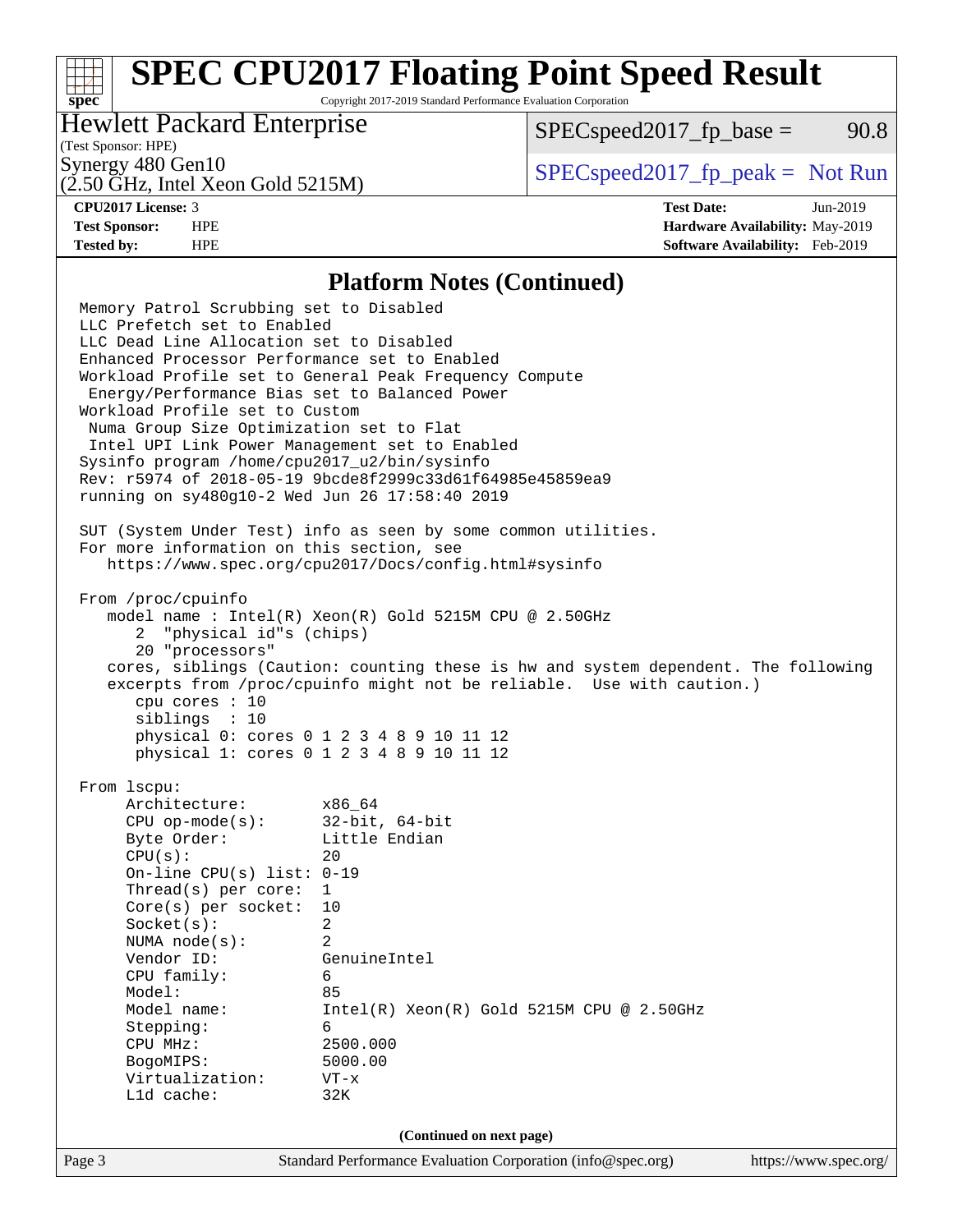## Platform Notes (Continued)

```
Memory Patrol Scrubbing set to Disabled
LLC Prefetch set to Enabled
LLC Dead Line Allocation set to Disabled
Enhanced Processor Performance set to Enabled
Workload Profile set to General Peak Frequency Compute
 Energy/Performance Bias set to Balanced Power
Workload Profile set to Custom
 Numa Group Size Optimization set to Flat
 Intel UPI Link Power Management set to Enabled
Sysinfo program /home/cpu2017_u2/bin/sysinfo
Rev: r5974 of 2018-05-19 9bcde8f2999c33d61f64985e45859ea9
running on sy480g10-2 Wed Jun 26 17:58:40 2019

SUT (System Under Test) info as seen by some common utilities.
For more information on this section, see
   https://www.spec.org/cpu2017/Docs/config.html#sysinfo

From /proc/cpuinfo
   model name : Intel(R) Xeon(R) Gold 5215M CPU @ 2.50GHz
      2  "physical id"s (chips)
      20 "processors"
   cores, siblings (Caution: counting these is hw and system dependent. The following
   excerpts from /proc/cpuinfo might not be reliable.  Use with caution.)
      cpu cores : 10
      siblings  : 10
      physical 0: cores 0 1 2 3 4 8 9 10 11 12
      physical 1: cores 0 1 2 3 4 8 9 10 11 12

From lscpu:
     Architecture:        x86_64
     CPU op-mode(s):      32-bit, 64-bit
     Byte Order:          Little Endian
     CPU(s):              20
     On-line CPU(s) list: 0-19
     Thread(s) per core:  1
     Core(s) per socket:  10
     Socket(s):           2
     NUMA node(s):        2
     Vendor ID:           GenuineIntel
     CPU family:          6
     Model:               85
     Model name:          Intel(R) Xeon(R) Gold 5215M CPU @ 2.50GHz
     Stepping:            6
     CPU MHz:             2500.000
     BogoMIPS:            5000.00
     Virtualization:      VT-x
     L1d cache:           32K
```

(Continued on next page)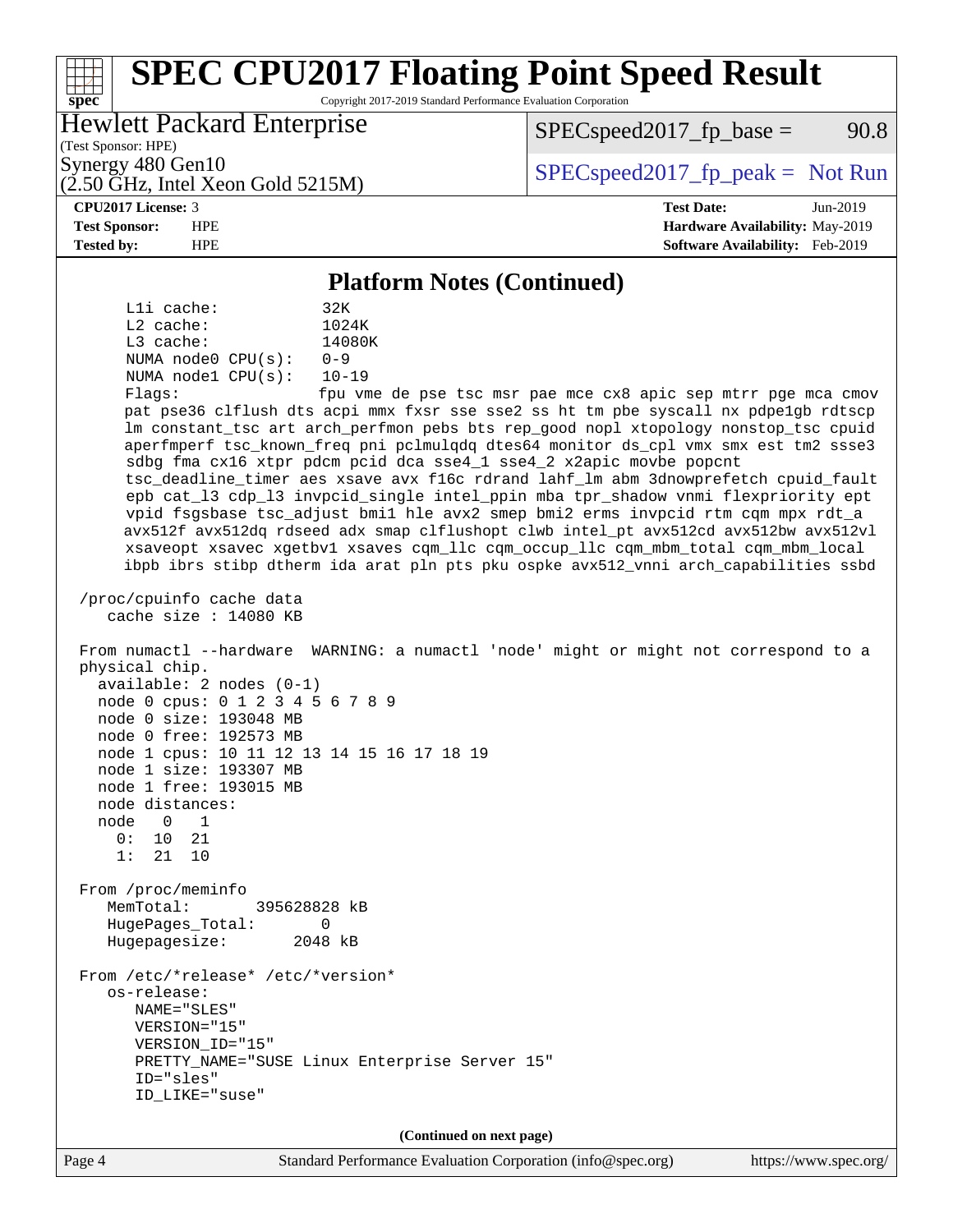## Platform Notes (Continued)

```
      L1i cache:              32K
      L2 cache:               1024K
      L3 cache:               14080K
      NUMA node0 CPU(s):      0-9
      NUMA node1 CPU(s):      10-19
      Flags:                  fpu vme de pse tsc msr pae mce cx8 apic sep mtrr pge mca cmov
      pat pse36 clflush dts acpi mmx fxsr sse sse2 ss ht tm pbe syscall nx pdpe1gb rdtscp
      lm constant_tsc art arch_perfmon pebs bts rep_good nopl xtopology nonstop_tsc cpuid
      aperfmperf tsc_known_freq pni pclmulqdq dtes64 monitor ds_cpl vmx smx est tm2 ssse3
      sdbg fma cx16 xtpr pdcm pcid dca sse4_1 sse4_2 x2apic movbe popcnt
      tsc_deadline_timer aes xsave avx f16c rdrand lahf_lm abm 3dnowprefetch cpuid_fault
      epb cat_l3 cdp_l3 invpcid_single intel_ppin mba tpr_shadow vnmi flexpriority ept
      vpid fsgsbase tsc_adjust bmi1 hle avx2 smep bmi2 erms invpcid rtm cqm mpx rdt_a
      avx512f avx512dq rdseed adx smap clflushopt clwb intel_pt avx512cd avx512bw avx512vl
      xsaveopt xsavec xgetbv1 xsaves cqm_llc cqm_occup_llc cqm_mbm_total cqm_mbm_local
      ibpb ibrs stibp dtherm ida arat pln pts pku ospke avx512_vnni arch_capabilities ssbd

 /proc/cpuinfo cache data
    cache size : 14080 KB

 From numactl --hardware  WARNING: a numactl 'node' might or might not correspond to a
 physical chip.
   available: 2 nodes (0-1)
   node 0 cpus: 0 1 2 3 4 5 6 7 8 9
   node 0 size: 193048 MB
   node 0 free: 192573 MB
   node 1 cpus: 10 11 12 13 14 15 16 17 18 19
   node 1 size: 193307 MB
   node 1 free: 193015 MB
   node distances:
   node   0   1
     0:  10  21
     1:  21  10

 From /proc/meminfo
    MemTotal:       395628828 kB
    HugePages_Total:       0
    Hugepagesize:       2048 kB

 From /etc/*release* /etc/*version*
    os-release:
       NAME="SLES"
       VERSION="15"
       VERSION_ID="15"
       PRETTY_NAME="SUSE Linux Enterprise Server 15"
       ID="sles"
       ID_LIKE="suse"
```

(Continued on next page)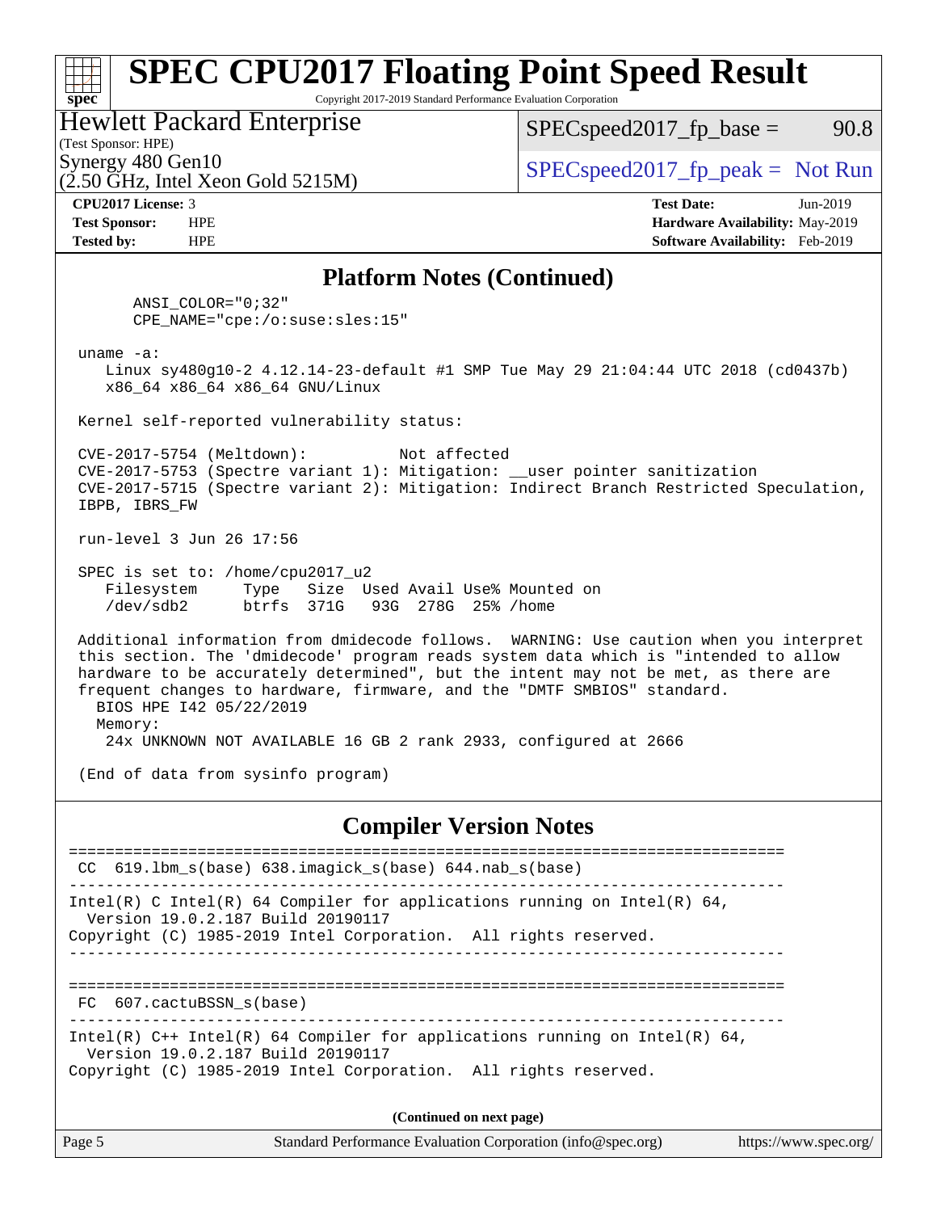## Platform Notes (Continued)

```
      ANSI_COLOR="0;32"
      CPE_NAME="cpe:/o:suse:sles:15"

 uname -a:
    Linux sy480g10-2 4.12.14-23-default #1 SMP Tue May 29 21:04:44 UTC 2018 (cd0437b)
    x86_64 x86_64 x86_64 GNU/Linux

 Kernel self-reported vulnerability status:

 CVE-2017-5754 (Meltdown):          Not affected
 CVE-2017-5753 (Spectre variant 1): Mitigation: __user pointer sanitization
 CVE-2017-5715 (Spectre variant 2): Mitigation: Indirect Branch Restricted Speculation,
 IBPB, IBRS_FW

 run-level 3 Jun 26 17:56

 SPEC is set to: /home/cpu2017_u2
    Filesystem     Type   Size  Used Avail Use% Mounted on
    /dev/sdb2      btrfs  371G   93G  278G  25% /home

 Additional information from dmidecode follows.  WARNING: Use caution when you interpret
 this section. The 'dmidecode' program reads system data which is "intended to allow
 hardware to be accurately determined", but the intent may not be met, as there are
 frequent changes to hardware, firmware, and the "DMTF SMBIOS" standard.
   BIOS HPE I42 05/22/2019
   Memory:
    24x UNKNOWN NOT AVAILABLE 16 GB 2 rank 2933, configured at 2666

 (End of data from sysinfo program)
```

## Compiler Version Notes

```
==============================================================================
 CC  619.lbm_s(base) 638.imagick_s(base) 644.nab_s(base)
------------------------------------------------------------------------------
Intel(R) C Intel(R) 64 Compiler for applications running on Intel(R) 64,
  Version 19.0.2.187 Build 20190117
Copyright (C) 1985-2019 Intel Corporation.  All rights reserved.
------------------------------------------------------------------------------

==============================================================================
 FC  607.cactuBSSN_s(base)
------------------------------------------------------------------------------
Intel(R) C++ Intel(R) 64 Compiler for applications running on Intel(R) 64,
  Version 19.0.2.187 Build 20190117
Copyright (C) 1985-2019 Intel Corporation.  All rights reserved.
```

**(Continued on next page)**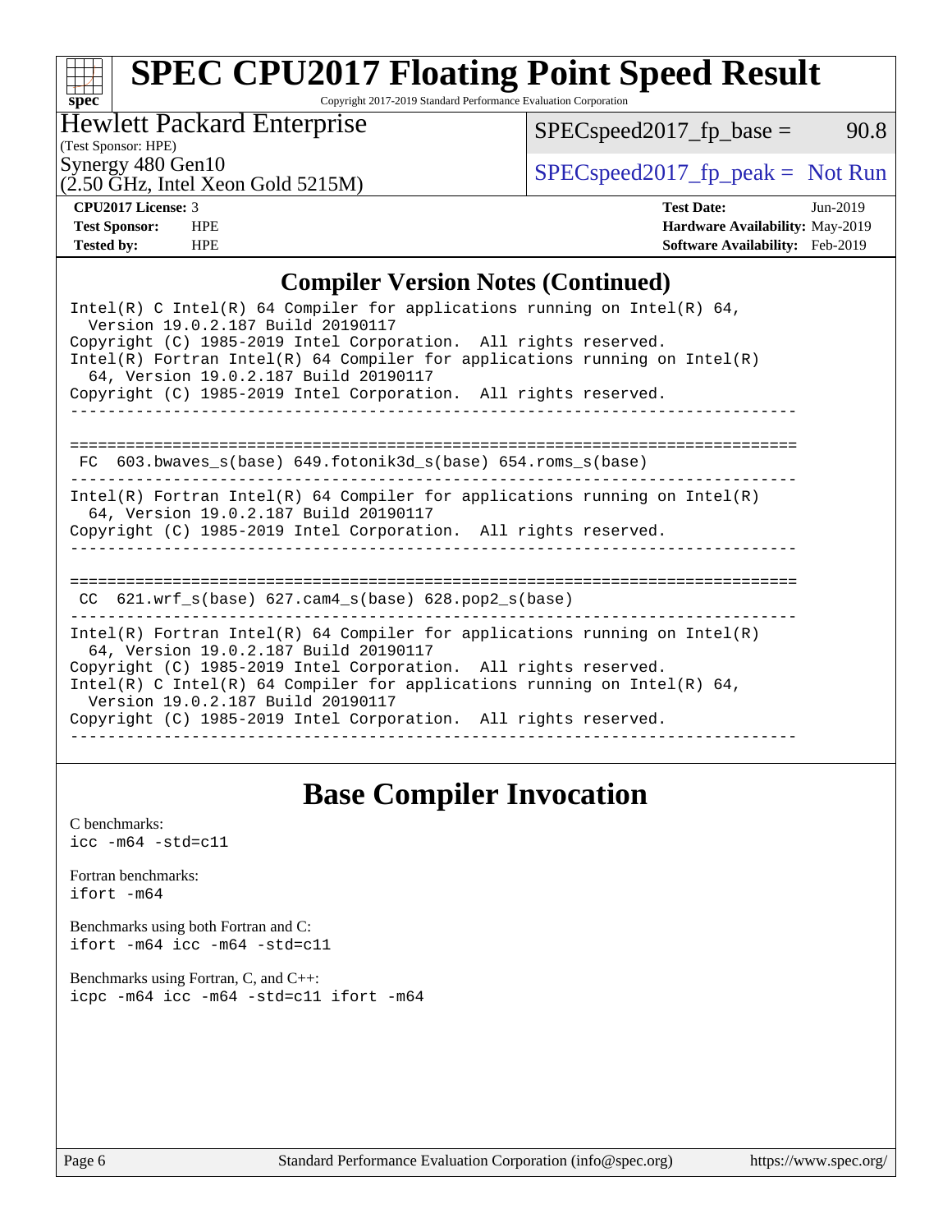# SPEC CPU2017 Floating Point Speed Result

Copyright 2017-2019 Standard Performance Evaluation Corporation

**Hewlett Packard Enterprise**
(Test Sponsor: HPE)
Synergy 480 Gen10
(2.50 GHz, Intel Xeon Gold 5215M)

SPECspeed2017_fp_base = 90.8
SPECspeed2017_fp_peak = Not Run

| | | | |
|---|---|---|---|
| **CPU2017 License:** | 3 | **Test Date:** | Jun-2019 |
| **Test Sponsor:** | HPE | **Hardware Availability:** | May-2019 |
| **Tested by:** | HPE | **Software Availability:** | Feb-2019 |

## Compiler Version Notes (Continued)

```
Intel(R) C Intel(R) 64 Compiler for applications running on Intel(R) 64,
  Version 19.0.2.187 Build 20190117
Copyright (C) 1985-2019 Intel Corporation.  All rights reserved.
Intel(R) Fortran Intel(R) 64 Compiler for applications running on Intel(R)
  64, Version 19.0.2.187 Build 20190117
Copyright (C) 1985-2019 Intel Corporation.  All rights reserved.
------------------------------------------------------------------------------

==============================================================================
 FC  603.bwaves_s(base) 649.fotonik3d_s(base) 654.roms_s(base)
------------------------------------------------------------------------------
Intel(R) Fortran Intel(R) 64 Compiler for applications running on Intel(R)
  64, Version 19.0.2.187 Build 20190117
Copyright (C) 1985-2019 Intel Corporation.  All rights reserved.
------------------------------------------------------------------------------

==============================================================================
 CC  621.wrf_s(base) 627.cam4_s(base) 628.pop2_s(base)
------------------------------------------------------------------------------
Intel(R) Fortran Intel(R) 64 Compiler for applications running on Intel(R)
  64, Version 19.0.2.187 Build 20190117
Copyright (C) 1985-2019 Intel Corporation.  All rights reserved.
Intel(R) C Intel(R) 64 Compiler for applications running on Intel(R) 64,
  Version 19.0.2.187 Build 20190117
Copyright (C) 1985-2019 Intel Corporation.  All rights reserved.
------------------------------------------------------------------------------
```

## Base Compiler Invocation

C benchmarks:
`icc -m64 -std=c11`

Fortran benchmarks:
`ifort -m64`

Benchmarks using both Fortran and C:
`ifort -m64 icc -m64 -std=c11`

Benchmarks using Fortran, C, and C++:
`icpc -m64 icc -m64 -std=c11 ifort -m64`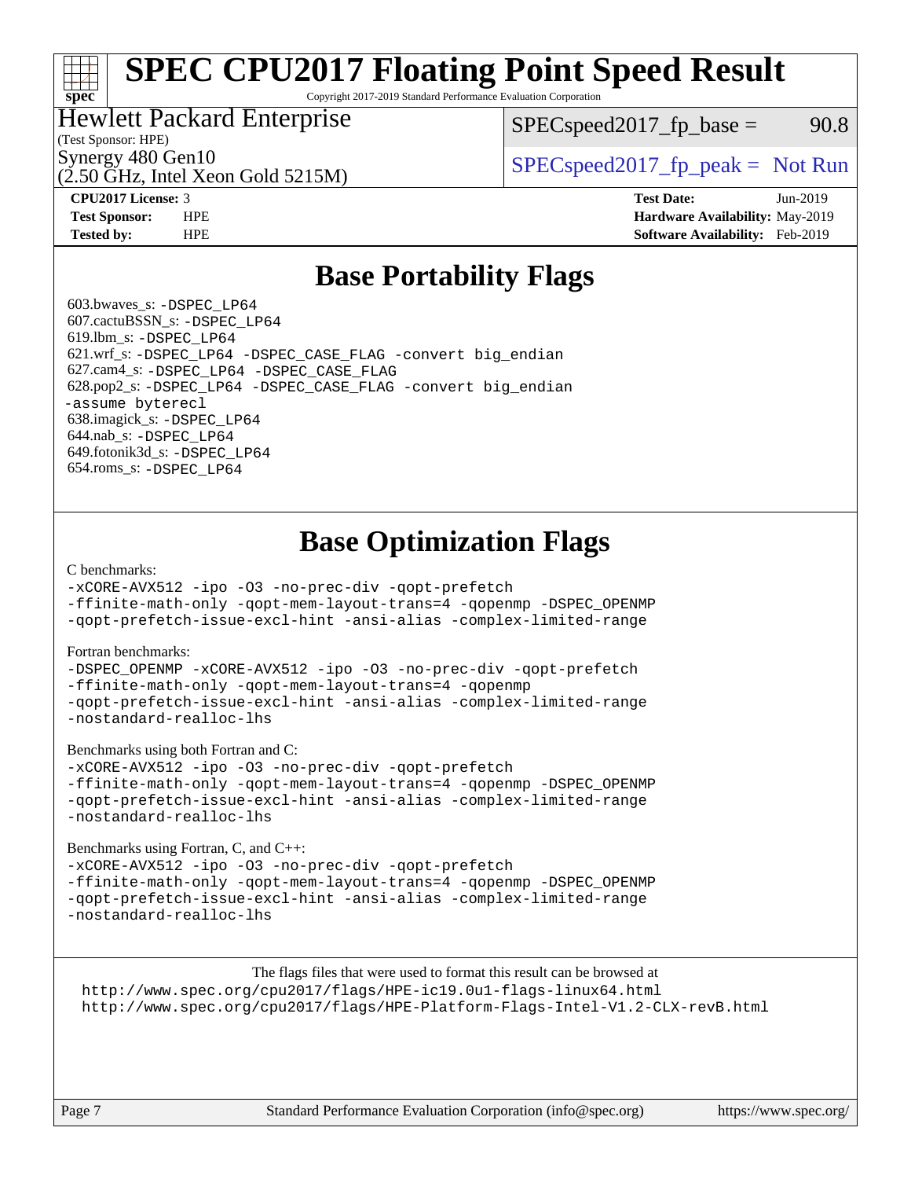# SPEC CPU2017 Floating Point Speed Result

Copyright 2017-2019 Standard Performance Evaluation Corporation

Hewlett Packard Enterprise
(Test Sponsor: HPE)
Synergy 480 Gen10
(2.50 GHz, Intel Xeon Gold 5215M)

SPECspeed2017_fp_base = 90.8

SPECspeed2017_fp_peak = Not Run

**CPU2017 License:** 3
**Test Sponsor:** HPE
**Tested by:** HPE

**Test Date:** Jun-2019
**Hardware Availability:** May-2019
**Software Availability:** Feb-2019

## Base Portability Flags

603.bwaves_s: -DSPEC_LP64
607.cactuBSSN_s: -DSPEC_LP64
619.lbm_s: -DSPEC_LP64
621.wrf_s: -DSPEC_LP64 -DSPEC_CASE_FLAG -convert big_endian
627.cam4_s: -DSPEC_LP64 -DSPEC_CASE_FLAG
628.pop2_s: -DSPEC_LP64 -DSPEC_CASE_FLAG -convert big_endian -assume byterecl
638.imagick_s: -DSPEC_LP64
644.nab_s: -DSPEC_LP64
649.fotonik3d_s: -DSPEC_LP64
654.roms_s: -DSPEC_LP64

## Base Optimization Flags

C benchmarks:
-xCORE-AVX512 -ipo -O3 -no-prec-div -qopt-prefetch
-ffinite-math-only -qopt-mem-layout-trans=4 -qopenmp -DSPEC_OPENMP
-qopt-prefetch-issue-excl-hint -ansi-alias -complex-limited-range

Fortran benchmarks:
-DSPEC_OPENMP -xCORE-AVX512 -ipo -O3 -no-prec-div -qopt-prefetch
-ffinite-math-only -qopt-mem-layout-trans=4 -qopenmp
-qopt-prefetch-issue-excl-hint -ansi-alias -complex-limited-range
-nostandard-realloc-lhs

Benchmarks using both Fortran and C:
-xCORE-AVX512 -ipo -O3 -no-prec-div -qopt-prefetch
-ffinite-math-only -qopt-mem-layout-trans=4 -qopenmp -DSPEC_OPENMP
-qopt-prefetch-issue-excl-hint -ansi-alias -complex-limited-range
-nostandard-realloc-lhs

Benchmarks using Fortran, C, and C++:
-xCORE-AVX512 -ipo -O3 -no-prec-div -qopt-prefetch
-ffinite-math-only -qopt-mem-layout-trans=4 -qopenmp -DSPEC_OPENMP
-qopt-prefetch-issue-excl-hint -ansi-alias -complex-limited-range
-nostandard-realloc-lhs

The flags files that were used to format this result can be browsed at
http://www.spec.org/cpu2017/flags/HPE-ic19.0u1-flags-linux64.html
http://www.spec.org/cpu2017/flags/HPE-Platform-Flags-Intel-V1.2-CLX-revB.html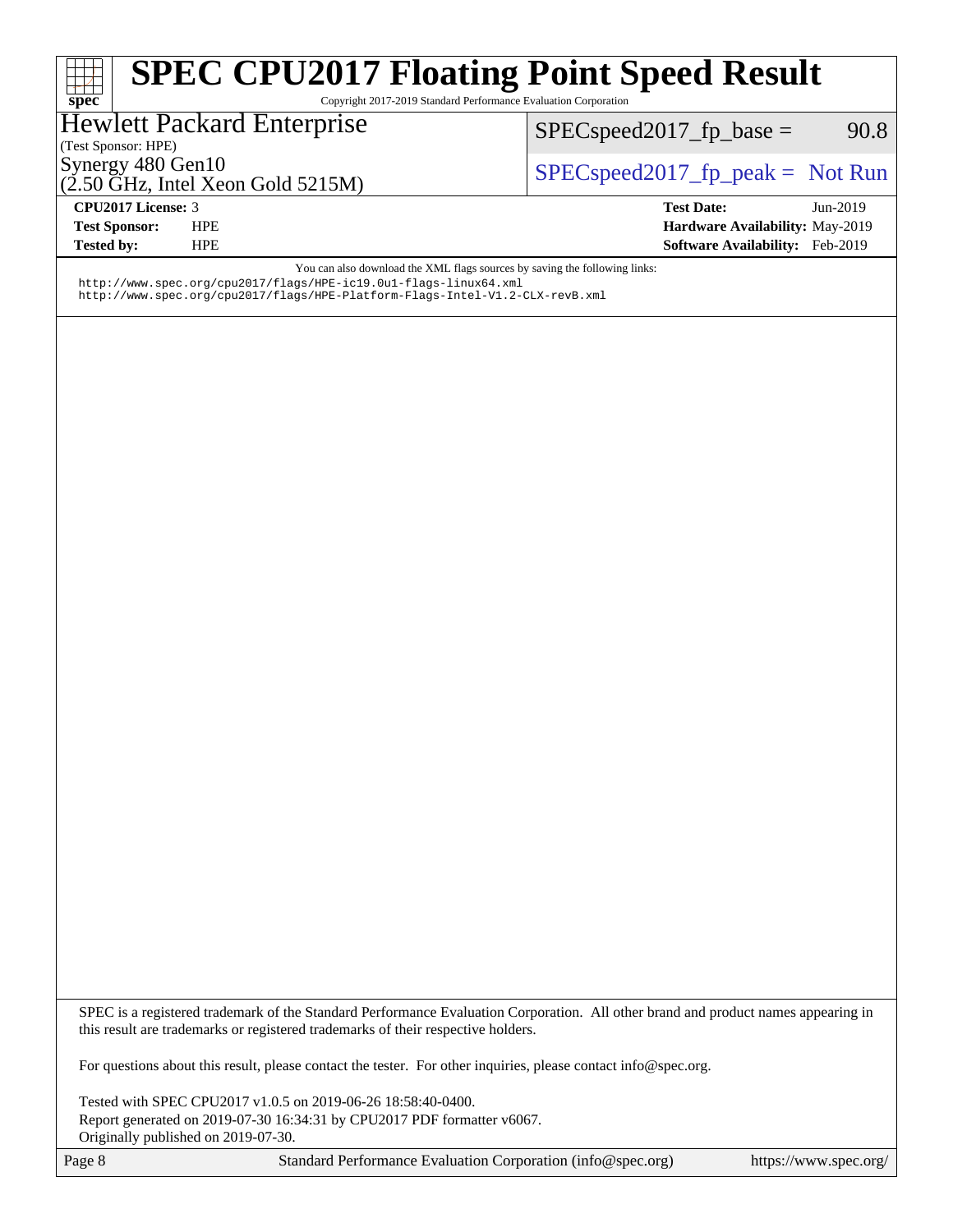# SPEC CPU2017 Floating Point Speed Result

Copyright 2017-2019 Standard Performance Evaluation Corporation

**Hewlett Packard Enterprise**
(Test Sponsor: HPE)
Synergy 480 Gen10
(2.50 GHz, Intel Xeon Gold 5215M)

SPECspeed2017_fp_base = 90.8

SPECspeed2017_fp_peak = Not Run

| | | | |
|---|---|---|---|
| **CPU2017 License:** | 3 | **Test Date:** | Jun-2019 |
| **Test Sponsor:** | HPE | **Hardware Availability:** | May-2019 |
| **Tested by:** | HPE | **Software Availability:** | Feb-2019 |

You can also download the XML flags sources by saving the following links:

http://www.spec.org/cpu2017/flags/HPE-ic19.0u1-flags-linux64.xml
http://www.spec.org/cpu2017/flags/HPE-Platform-Flags-Intel-V1.2-CLX-revB.xml

SPEC is a registered trademark of the Standard Performance Evaluation Corporation. All other brand and product names appearing in this result are trademarks or registered trademarks of their respective holders.

For questions about this result, please contact the tester. For other inquiries, please contact info@spec.org.

Tested with SPEC CPU2017 v1.0.5 on 2019-06-26 18:58:40-0400.
Report generated on 2019-07-30 16:34:31 by CPU2017 PDF formatter v6067.
Originally published on 2019-07-30.